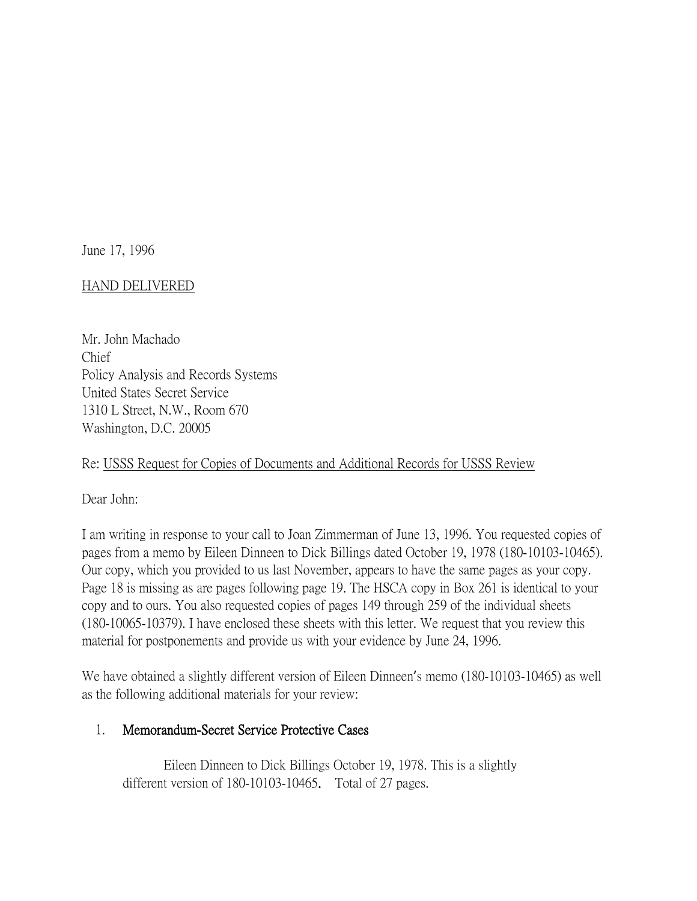June 17, 1996

<u>HAND DELIVERED</u>

Mr. John Machado  
Chief  
Policy Analysis and Records Systems  
United States Secret Service  
1310 L Street, N.W., Room 670  
Washington, D.C. 20005

Re: <u>USSS Request for Copies of Documents and Additional Records for USSS Review</u>

Dear John:

I am writing in response to your call to Joan Zimmerman of June 13, 1996. You requested copies of pages from a memo by Eileen Dinneen to Dick Billings dated October 19, 1978 (180-10103-10465). Our copy, which you provided to us last November, appears to have the same pages as your copy. Page 18 is missing as are pages following page 19. The HSCA copy in Box 261 is identical to your copy and to ours. You also requested copies of pages 149 through 259 of the individual sheets (180-10065-10379). I have enclosed these sheets with this letter. We request that you review this material for postponements and provide us with your evidence by June 24, 1996.

We have obtained a slightly different version of Eileen Dinneen's memo (180-10103-10465) as well as the following additional materials for your review:

1. **Memorandum-Secret Service Protective Cases**

   Eileen Dinneen to Dick Billings October 19, 1978. This is a slightly different version of 180-10103-10465. Total of 27 pages.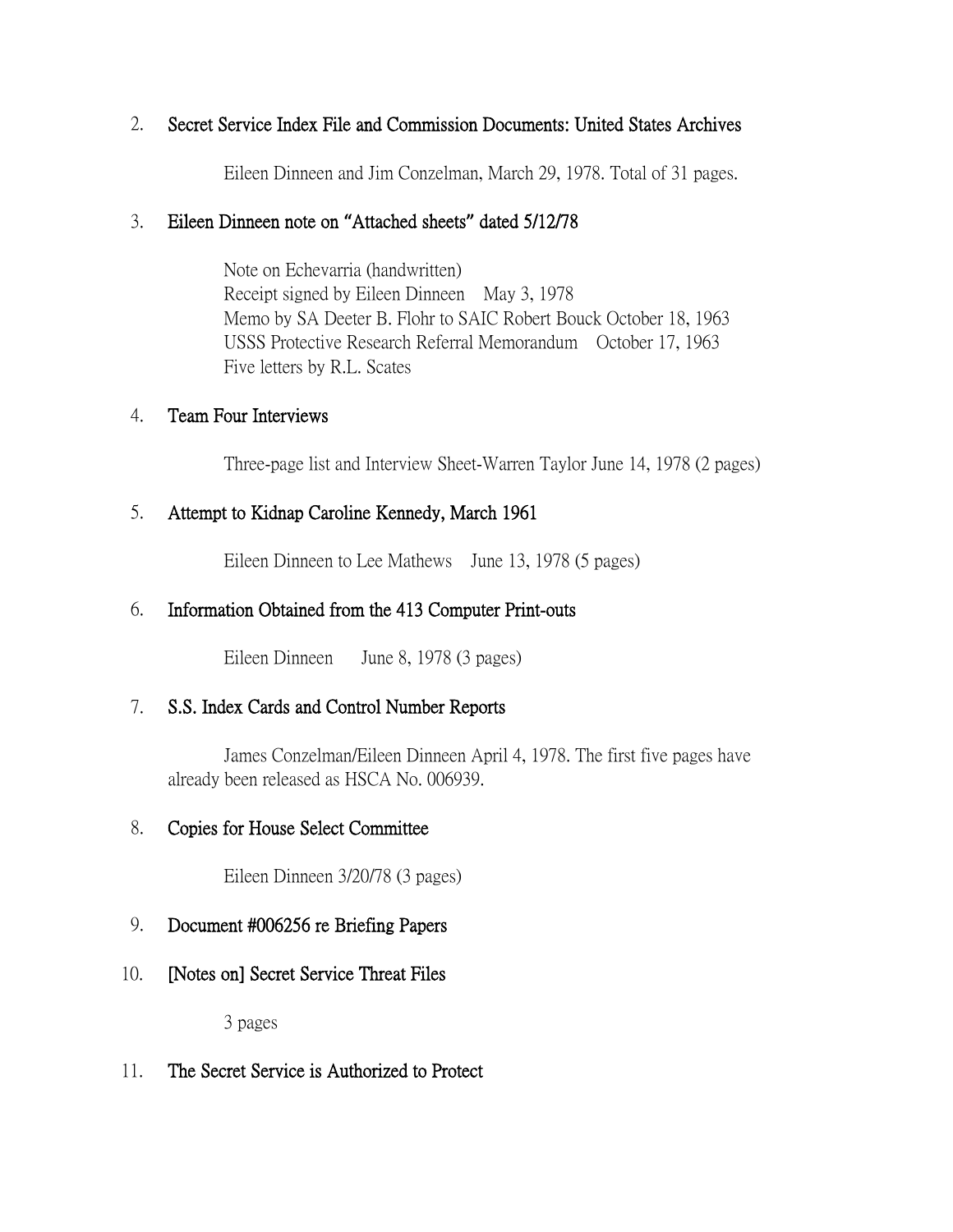2. **Secret Service Index File and Commission Documents: United States Archives**

   Eileen Dinneen and Jim Conzelman, March 29, 1978. Total of 31 pages.

3. **Eileen Dinneen note on "Attached sheets" dated 5/12/78**

   Note on Echevarria (handwritten)
   Receipt signed by Eileen Dinneen May 3, 1978
   Memo by SA Deeter B. Flohr to SAIC Robert Bouck October 18, 1963
   USSS Protective Research Referral Memorandum October 17, 1963
   Five letters by R.L. Scates

4. **Team Four Interviews**

   Three-page list and Interview Sheet-Warren Taylor June 14, 1978 (2 pages)

5. **Attempt to Kidnap Caroline Kennedy, March 1961**

   Eileen Dinneen to Lee Mathews June 13, 1978 (5 pages)

6. **Information Obtained from the 413 Computer Print-outs**

   Eileen Dinneen June 8, 1978 (3 pages)

7. **S.S. Index Cards and Control Number Reports**

   James Conzelman/Eileen Dinneen April 4, 1978. The first five pages have already been released as HSCA No. 006939.

8. **Copies for House Select Committee**

   Eileen Dinneen 3/20/78 (3 pages)

9. **Document #006256 re Briefing Papers**

10. **[Notes on] Secret Service Threat Files**

    3 pages

11. **The Secret Service is Authorized to Protect**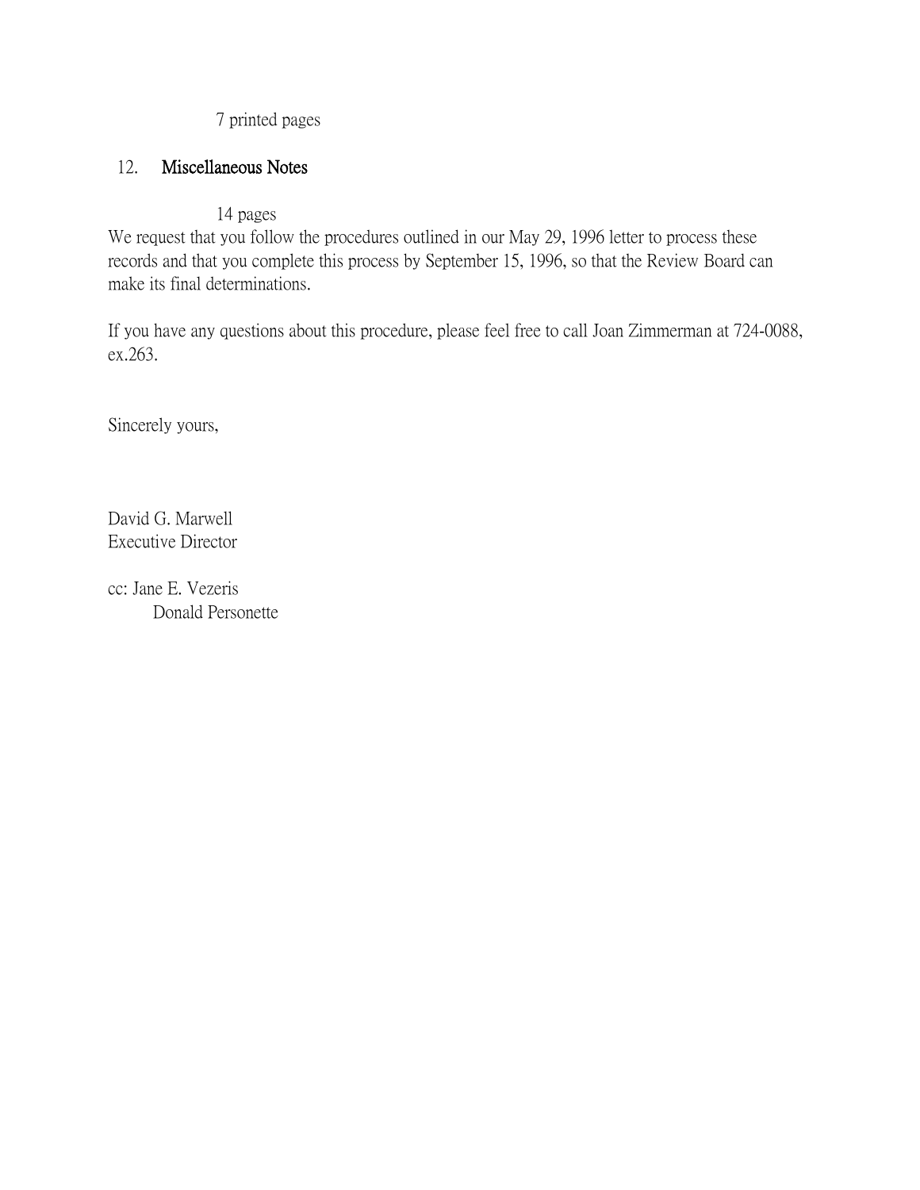7 printed pages

12. **Miscellaneous Notes**

14 pages

We request that you follow the procedures outlined in our May 29, 1996 letter to process these records and that you complete this process by September 15, 1996, so that the Review Board can make its final determinations.

If you have any questions about this procedure, please feel free to call Joan Zimmerman at 724-0088, ex.263.

Sincerely yours,

David G. Marwell
Executive Director

cc: Jane E. Vezeris
Donald Personette